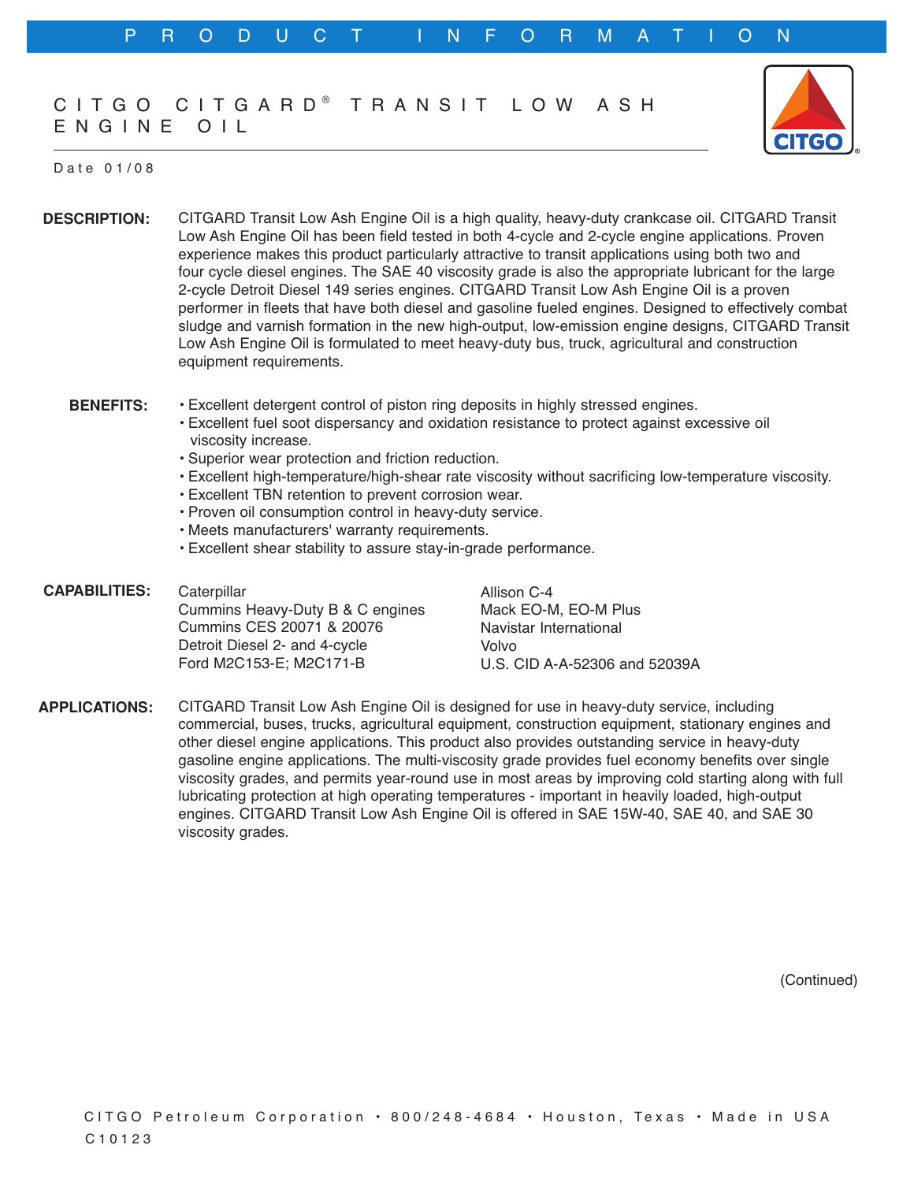# CITGO CITGARD® TRANSIT LOW ASH ENGINE OIL

Date 01/08

**DESCRIPTION:** CITGARD Transit Low Ash Engine Oil is a high quality, heavy-duty crankcase oil. CITGARD Transit Low Ash Engine Oil has been field tested in both 4-cycle and 2-cycle engine applications. Proven experience makes this product particularly attractive to transit applications using both two and four cycle diesel engines. The SAE 40 viscosity grade is also the appropriate lubricant for the large 2-cycle Detroit Diesel 149 series engines. CITGARD Transit Low Ash Engine Oil is a proven performer in fleets that have both diesel and gasoline fueled engines. Designed to effectively combat sludge and varnish formation in the new high-output, low-emission engine designs, CITGARD Transit Low Ash Engine Oil is formulated to meet heavy-duty bus, truck, agricultural and construction equipment requirements.

**BENEFITS:**

- Excellent detergent control of piston ring deposits in highly stressed engines.
- Excellent fuel soot dispersancy and oxidation resistance to protect against excessive oil viscosity increase.
- Superior wear protection and friction reduction.
- Excellent high-temperature/high-shear rate viscosity without sacrificing low-temperature viscosity.
- Excellent TBN retention to prevent corrosion wear.
- Proven oil consumption control in heavy-duty service.
- Meets manufacturers' warranty requirements.
- Excellent shear stability to assure stay-in-grade performance.

**CAPABILITIES:**

- Caterpillar
- Cummins Heavy-Duty B & C engines
- Cummins CES 20071 & 20076
- Detroit Diesel 2- and 4-cycle
- Ford M2C153-E; M2C171-B
- Allison C-4
- Mack EO-M, EO-M Plus
- Navistar International
- Volvo
- U.S. CID A-A-52306 and 52039A

**APPLICATIONS:** CITGARD Transit Low Ash Engine Oil is designed for use in heavy-duty service, including commercial, buses, trucks, agricultural equipment, construction equipment, stationary engines and other diesel engine applications. This product also provides outstanding service in heavy-duty gasoline engine applications. The multi-viscosity grade provides fuel economy benefits over single viscosity grades, and permits year-round use in most areas by improving cold starting along with full lubricating protection at high operating temperatures - important in heavily loaded, high-output engines. CITGARD Transit Low Ash Engine Oil is offered in SAE 15W-40, SAE 40, and SAE 30 viscosity grades.

(Continued)

CITGO Petroleum Corporation • 800/248-4684 • Houston, Texas • Made in USA
C10123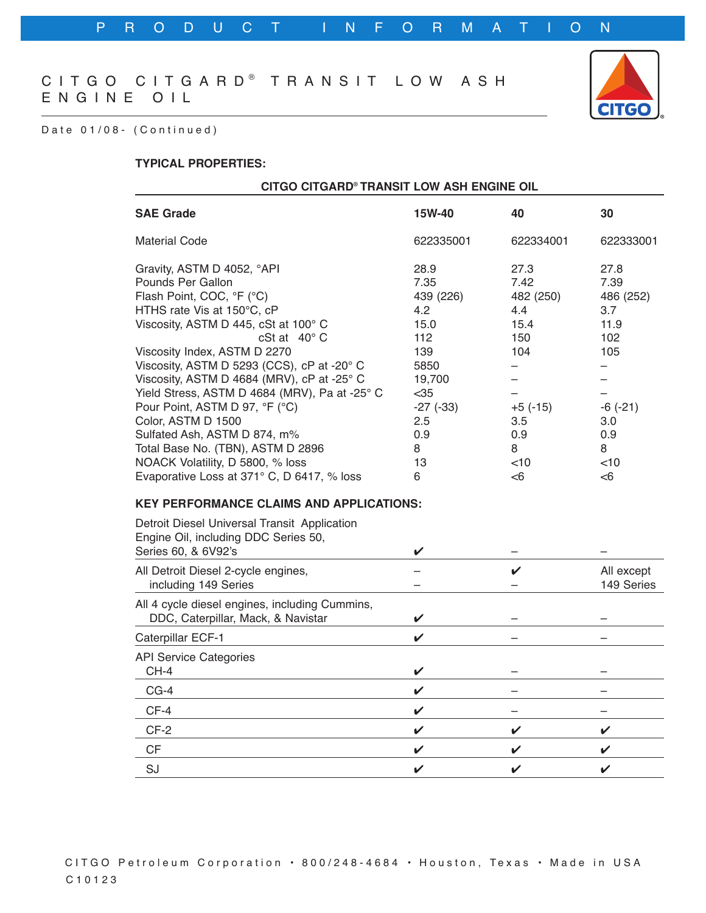CITGO CITGARD® TRANSIT LOW ASH ENGINE OIL

Date 01/08- (Continued)

**TYPICAL PROPERTIES:**

| CITGO CITGARD® TRANSIT LOW ASH ENGINE OIL | | | |
|---|---|---|---|
| **SAE Grade** | **15W-40** | **40** | **30** |
| Material Code | 622335001 | 622334001 | 622333001 |
| Gravity, ASTM D 4052, °API | 28.9 | 27.3 | 27.8 |
| Pounds Per Gallon | 7.35 | 7.42 | 7.39 |
| Flash Point, COC, °F (°C) | 439 (226) | 482 (250) | 486 (252) |
| HTHS rate Vis at 150°C, cP | 4.2 | 4.4 | 3.7 |
| Viscosity, ASTM D 445, cSt at 100° C | 15.0 | 15.4 | 11.9 |
| cSt at 40° C | 112 | 150 | 102 |
| Viscosity Index, ASTM D 2270 | 139 | 104 | 105 |
| Viscosity, ASTM D 5293 (CCS), cP at -20° C | 5850 | – | – |
| Viscosity, ASTM D 4684 (MRV), cP at -25° C | 19,700 | – | – |
| Yield Stress, ASTM D 4684 (MRV), Pa at -25° C | <35 | – | – |
| Pour Point, ASTM D 97, °F (°C) | -27 (-33) | +5 (-15) | -6 (-21) |
| Color, ASTM D 1500 | 2.5 | 3.5 | 3.0 |
| Sulfated Ash, ASTM D 874, m% | 0.9 | 0.9 | 0.9 |
| Total Base No. (TBN), ASTM D 2896 | 8 | 8 | 8 |
| NOACK Volatility, D 5800, % loss | 13 | <10 | <10 |
| Evaporative Loss at 371° C, D 6417, % loss | 6 | <6 | <6 |

**KEY PERFORMANCE CLAIMS AND APPLICATIONS:**

| | | | |
|---|---|---|---|
| Detroit Diesel Universal Transit Application Engine Oil, including DDC Series 50, Series 60, & 6V92's | ✔ | – | – |
| All Detroit Diesel 2-cycle engines, | – | ✔ | All except |
| including 149 Series | – | – | 149 Series |
| All 4 cycle diesel engines, including Cummins, DDC, Caterpillar, Mack, & Navistar | ✔ | – | – |
| Caterpillar ECF-1 | ✔ | – | – |
| API Service Categories | | | |
| CH-4 | ✔ | – | – |
| CG-4 | ✔ | – | – |
| CF-4 | ✔ | – | – |
| CF-2 | ✔ | ✔ | ✔ |
| CF | ✔ | ✔ | ✔ |
| SJ | ✔ | ✔ | ✔ |

CITGO Petroleum Corporation • 800/248-4684 • Houston, Texas • Made in USA
C10123